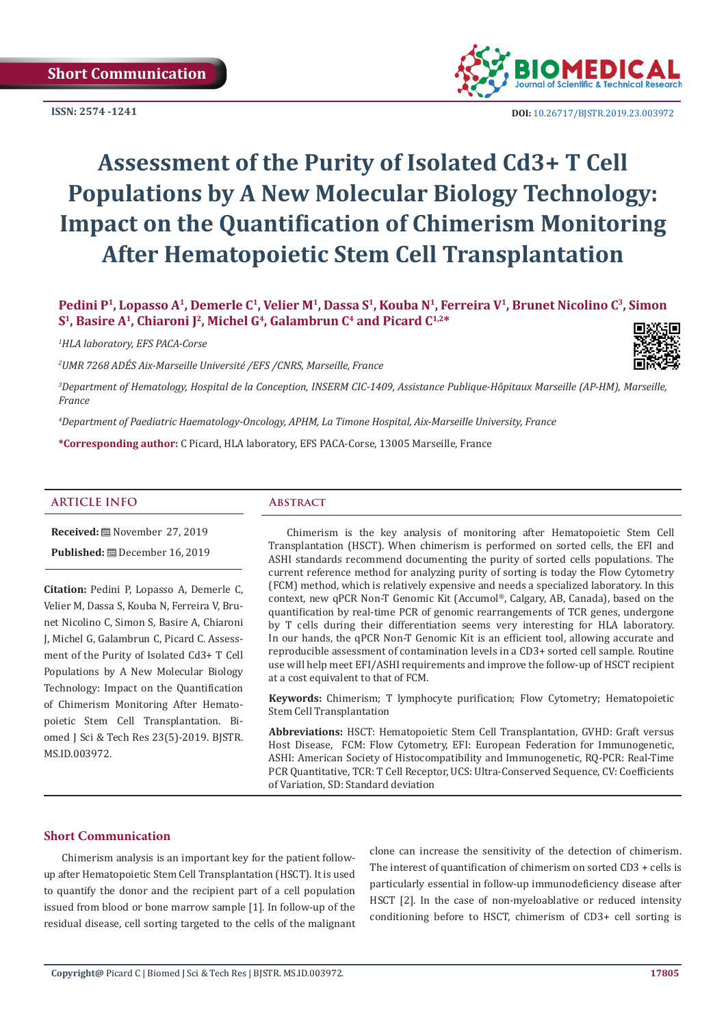Short Communication

ISSN: 2574 -1241

DOI: 10.26717/BJSTR.2019.23.003972

# Assessment of the Purity of Isolated Cd3+ T Cell Populations by A New Molecular Biology Technology: Impact on the Quantification of Chimerism Monitoring After Hematopoietic Stem Cell Transplantation

**Pedini P[1], Lopasso A[1], Demerle C[1], Velier M[1], Dassa S[1], Kouba N[1], Ferreira V[1], Brunet Nicolino C[3], Simon S[1], Basire A[1], Chiaroni J[2], Michel G[4], Galambrun C[4] and Picard C[1,2]***

*[1]HLA laboratory, EFS PACA-Corse*

*[2]UMR 7268 ADÉS Aix-Marseille Université /EFS /CNRS, Marseille, France*

*[3]Department of Hematology, Hospital de la Conception, INSERM CIC-1409, Assistance Publique-Hôpitaux Marseille (AP-HM), Marseille, France*

*[4]Department of Paediatric Haematology-Oncology, APHM, La Timone Hospital, Aix-Marseille University, France*

***Corresponding author:** C Picard, HLA laboratory, EFS PACA-Corse, 13005 Marseille, France

## ARTICLE INFO

**Received:** November 27, 2019

**Published:** December 16, 2019

**Citation:** Pedini P, Lopasso A, Demerle C, Velier M, Dassa S, Kouba N, Ferreira V, Brunet Nicolino C, Simon S, Basire A, Chiaroni J, Michel G, Galambrun C, Picard C. Assessment of the Purity of Isolated Cd3+ T Cell Populations by A New Molecular Biology Technology: Impact on the Quantification of Chimerism Monitoring After Hematopoietic Stem Cell Transplantation. Biomed J Sci & Tech Res 23(5)-2019. BJSTR. MS.ID.003972.

## Abstract

Chimerism is the key analysis of monitoring after Hematopoietic Stem Cell Transplantation (HSCT). When chimerism is performed on sorted cells, the EFI and ASHI standards recommend documenting the purity of sorted cells populations. The current reference method for analyzing purity of sorting is today the Flow Cytometry (FCM) method, which is relatively expensive and needs a specialized laboratory. In this context, new qPCR Non-T Genomic Kit (Accumol®, Calgary, AB, Canada), based on the quantification by real-time PCR of genomic rearrangements of TCR genes, undergone by T cells during their differentiation seems very interesting for HLA laboratory. In our hands, the qPCR Non-T Genomic Kit is an efficient tool, allowing accurate and reproducible assessment of contamination levels in a CD3+ sorted cell sample. Routine use will help meet EFI/ASHI requirements and improve the follow-up of HSCT recipient at a cost equivalent to that of FCM.

**Keywords:** Chimerism; T lymphocyte purification; Flow Cytometry; Hematopoietic Stem Cell Transplantation

**Abbreviations:** HSCT: Hematopoietic Stem Cell Transplantation, GVHD: Graft versus Host Disease, FCM: Flow Cytometry, EFI: European Federation for Immunogenetic, ASHI: American Society of Histocompatibility and Immunogenetic, RQ-PCR: Real-Time PCR Quantitative, TCR: T Cell Receptor, UCS: Ultra-Conserved Sequence, CV: Coefficients of Variation, SD: Standard deviation

## Short Communication

Chimerism analysis is an important key for the patient follow-up after Hematopoietic Stem Cell Transplantation (HSCT). It is used to quantify the donor and the recipient part of a cell population issued from blood or bone marrow sample [1]. In follow-up of the residual disease, cell sorting targeted to the cells of the malignant clone can increase the sensitivity of the detection of chimerism. The interest of quantification of chimerism on sorted CD3 + cells is particularly essential in follow-up immunodeficiency disease after HSCT [2]. In the case of non-myeloablative or reduced intensity conditioning before to HSCT, chimerism of CD3+ cell sorting is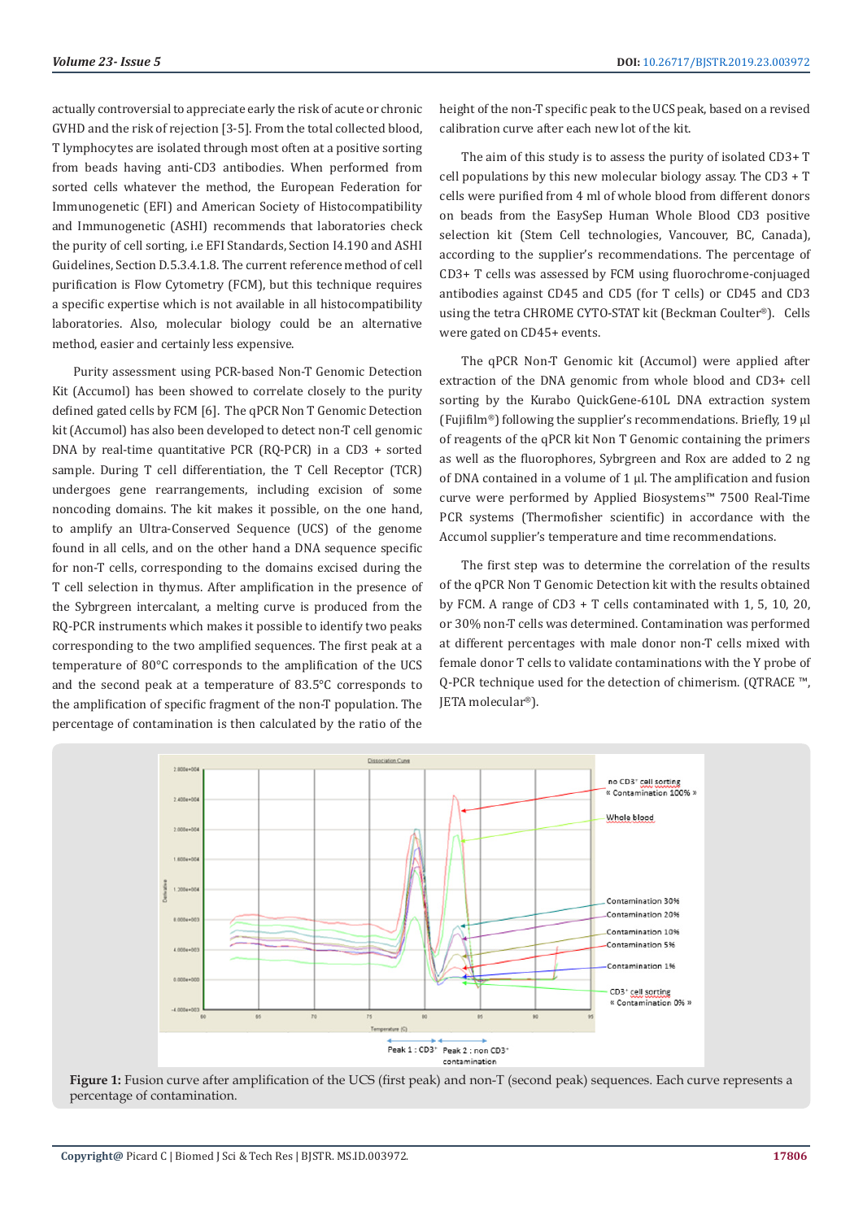actually controversial to appreciate early the risk of acute or chronic GVHD and the risk of rejection [3-5]. From the total collected blood, T lymphocytes are isolated through most often at a positive sorting from beads having anti-CD3 antibodies. When performed from sorted cells whatever the method, the European Federation for Immunogenetic (EFI) and American Society of Histocompatibility and Immunogenetic (ASHI) recommends that laboratories check the purity of cell sorting, i.e EFI Standards, Section I4.190 and ASHI Guidelines, Section D.5.3.4.1.8. The current reference method of cell purification is Flow Cytometry (FCM), but this technique requires a specific expertise which is not available in all histocompatibility laboratories. Also, molecular biology could be an alternative method, easier and certainly less expensive.

Purity assessment using PCR-based Non-T Genomic Detection Kit (Accumol) has been showed to correlate closely to the purity defined gated cells by FCM [6]. The qPCR Non T Genomic Detection kit (Accumol) has also been developed to detect non-T cell genomic DNA by real-time quantitative PCR (RQ-PCR) in a CD3 + sorted sample. During T cell differentiation, the T Cell Receptor (TCR) undergoes gene rearrangements, including excision of some noncoding domains. The kit makes it possible, on the one hand, to amplify an Ultra-Conserved Sequence (UCS) of the genome found in all cells, and on the other hand a DNA sequence specific for non-T cells, corresponding to the domains excised during the T cell selection in thymus. After amplification in the presence of the Sybrgreen intercalant, a melting curve is produced from the RQ-PCR instruments which makes it possible to identify two peaks corresponding to the two amplified sequences. The first peak at a temperature of 80°C corresponds to the amplification of the UCS and the second peak at a temperature of 83.5°C corresponds to the amplification of specific fragment of the non-T population. The percentage of contamination is then calculated by the ratio of the height of the non-T specific peak to the UCS peak, based on a revised calibration curve after each new lot of the kit.

The aim of this study is to assess the purity of isolated CD3+ T cell populations by this new molecular biology assay. The CD3 + T cells were purified from 4 ml of whole blood from different donors on beads from the EasySep Human Whole Blood CD3 positive selection kit (Stem Cell technologies, Vancouver, BC, Canada), according to the supplier's recommendations. The percentage of CD3+ T cells was assessed by FCM using fluorochrome-conjuaged antibodies against CD45 and CD5 (for T cells) or CD45 and CD3 using the tetra CHROME CYTO-STAT kit (Beckman Coulter®). Cells were gated on CD45+ events.

The qPCR Non-T Genomic kit (Accumol) were applied after extraction of the DNA genomic from whole blood and CD3+ cell sorting by the Kurabo QuickGene-610L DNA extraction system (Fujifilm®) following the supplier's recommendations. Briefly, 19 µl of reagents of the qPCR kit Non T Genomic containing the primers as well as the fluorophores, Sybrgreen and Rox are added to 2 ng of DNA contained in a volume of 1 µl. The amplification and fusion curve were performed by Applied Biosystems™ 7500 Real-Time PCR systems (Thermofisher scientific) in accordance with the Accumol supplier's temperature and time recommendations.

The first step was to determine the correlation of the results of the qPCR Non T Genomic Detection kit with the results obtained by FCM. A range of CD3 + T cells contaminated with 1, 5, 10, 20, or 30% non-T cells was determined. Contamination was performed at different percentages with male donor non-T cells mixed with female donor T cells to validate contaminations with the Y probe of Q-PCR technique used for the detection of chimerism. (QTRACE ™, JETA molecular®).

**Figure 1:** Fusion curve after amplification of the UCS (first peak) and non-T (second peak) sequences. Each curve represents a percentage of contamination.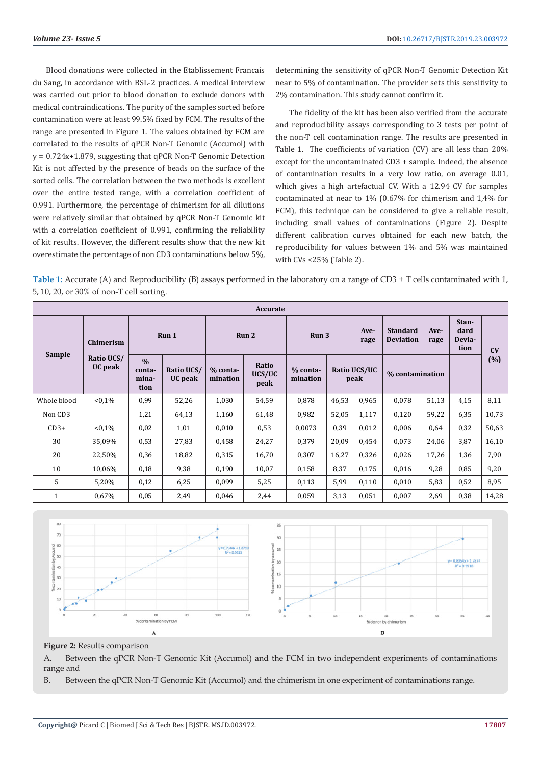Blood donations were collected in the Etablissement Francais du Sang, in accordance with BSL-2 practices. A medical interview was carried out prior to blood donation to exclude donors with medical contraindications. The purity of the samples sorted before contamination were at least 99.5% fixed by FCM. The results of the range are presented in Figure 1. The values obtained by FCM are correlated to the results of qPCR Non-T Genomic (Accumol) with y = 0.724x+1.879, suggesting that qPCR Non-T Genomic Detection Kit is not affected by the presence of beads on the surface of the sorted cells. The correlation between the two methods is excellent over the entire tested range, with a correlation coefficient of 0.991. Furthermore, the percentage of chimerism for all dilutions were relatively similar that obtained by qPCR Non-T Genomic kit with a correlation coefficient of 0.991, confirming the reliability of kit results. However, the different results show that the new kit overestimate the percentage of non CD3 contaminations below 5%, determining the sensitivity of qPCR Non-T Genomic Detection Kit near to 5% of contamination. The provider sets this sensitivity to 2% contamination. This study cannot confirm it.

The fidelity of the kit has been also verified from the accurate and reproducibility assays corresponding to 3 tests per point of the non-T cell contamination range. The results are presented in Table 1. The coefficients of variation (CV) are all less than 20% except for the uncontaminated CD3 + sample. Indeed, the absence of contamination results in a very low ratio, on average 0.01, which gives a high artefactual CV. With a 12.94 CV for samples contaminated at near to 1% (0.67% for chimerism and 1,4% for FCM), this technique can be considered to give a reliable result, including small values of contaminations (Figure 2). Despite different calibration curves obtained for each new batch, the reproducibility for values between 1% and 5% was maintained with CVs <25% (Table 2).

**Table 1:** Accurate (A) and Reproducibility (B) assays performed in the laboratory on a range of CD3 + T cells contaminated with 1, 5, 10, 20, or 30% of non-T cell sorting.

| Accurate | | | | | | | | | | | | |
|---|---|---|---|---|---|---|---|---|---|---|---|---|
| Sample | Chimerism | Run 1 | | Run 2 | | Run 3 | | Average | Standard Deviation | Average | Standard Deviation | CV (%) |
| | Ratio UCS/UC peak | % contamination | Ratio UCS/UC peak | % contamination | Ratio UCS/UC peak | % contamination | Ratio UCS/UC peak | % contamination | | | | |
| Whole blood | <0,1% | 0,99 | 52,26 | 1,030 | 54,59 | 0,878 | 46,53 | 0,965 | 0,078 | 51,13 | 4,15 | 8,11 |
| Non CD3 | | 1,21 | 64,13 | 1,160 | 61,48 | 0,982 | 52,05 | 1,117 | 0,120 | 59,22 | 6,35 | 10,73 |
| CD3+ | <0,1% | 0,02 | 1,01 | 0,010 | 0,53 | 0,0073 | 0,39 | 0,012 | 0,006 | 0,64 | 0,32 | 50,63 |
| 30 | 35,09% | 0,53 | 27,83 | 0,458 | 24,27 | 0,379 | 20,09 | 0,454 | 0,073 | 24,06 | 3,87 | 16,10 |
| 20 | 22,50% | 0,36 | 18,82 | 0,315 | 16,70 | 0,307 | 16,27 | 0,326 | 0,026 | 17,26 | 1,36 | 7,90 |
| 10 | 10,06% | 0,18 | 9,38 | 0,190 | 10,07 | 0,158 | 8,37 | 0,175 | 0,016 | 9,28 | 0,85 | 9,20 |
| 5 | 5,20% | 0,12 | 6,25 | 0,099 | 5,25 | 0,113 | 5,99 | 0,110 | 0,010 | 5,83 | 0,52 | 8,95 |
| 1 | 0,67% | 0,05 | 2,49 | 0,046 | 2,44 | 0,059 | 3,13 | 0,051 | 0,007 | 2,69 | 0,38 | 14,28 |

**Figure 2:** Results comparison

A. Between the qPCR Non-T Genomic Kit (Accumol) and the FCM in two independent experiments of contaminations range and

B. Between the qPCR Non-T Genomic Kit (Accumol) and the chimerism in one experiment of contaminations range.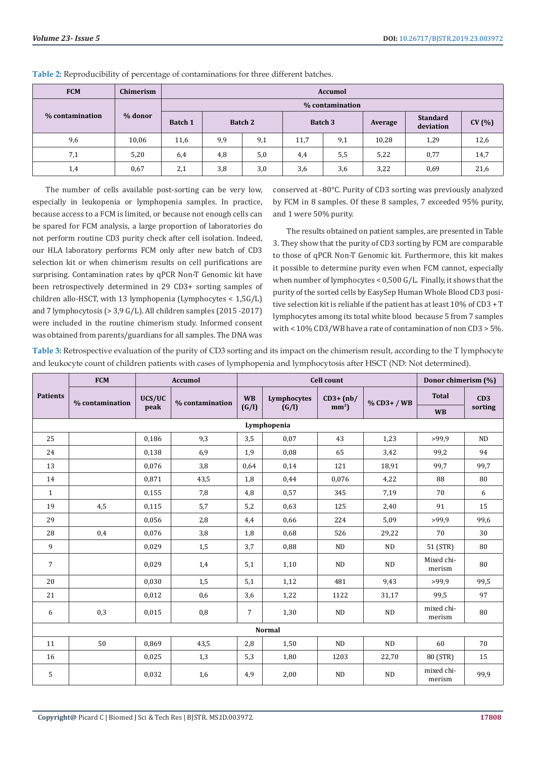**Table 2:** Reproducibility of percentage of contaminations for three different batches.

| FCM | Chimerism | Accumol | | | | | | | | |
|---|---|---|---|---|---|---|---|---|---|---|
| % contamination | % donor | % contamination | | | | | | | | |
| | | Batch 1 | Batch 2 | | Batch 3 | | Average | Standard deviation | CV (%) |
| 9,6 | 10,06 | 11,6 | 9,9 | 9,1 | 11,7 | 9,1 | 10,28 | 1,29 | 12,6 |
| 7,1 | 5,20 | 6,4 | 4,8 | 5,0 | 4,4 | 5,5 | 5,22 | 0,77 | 14,7 |
| 1,4 | 0,67 | 2,1 | 3,8 | 3,0 | 3,6 | 3,6 | 3,22 | 0,69 | 21,6 |

The number of cells available post-sorting can be very low, especially in leukopenia or lymphopenia samples. In practice, because access to a FCM is limited, or because not enough cells can be spared for FCM analysis, a large proportion of laboratories do not perform routine CD3 purity check after cell isolation. Indeed, our HLA laboratory performs FCM only after new batch of CD3 selection kit or when chimerism results on cell purifications are surprising. Contamination rates by qPCR Non-T Genomic kit have been retrospectively determined in 29 CD3+ sorting samples of children allo-HSCT, with 13 lymphopenia (Lymphocytes < 1,5G/L) and 7 lymphocytosis (> 3,9 G/L). All children samples (2015 -2017) were included in the routine chimerism study. Informed consent was obtained from parents/guardians for all samples. The DNA was conserved at -80°C. Purity of CD3 sorting was previously analyzed by FCM in 8 samples. Of these 8 samples, 7 exceeded 95% purity, and 1 were 50% purity.

The results obtained on patient samples, are presented in Table 3. They show that the purity of CD3 sorting by FCM are comparable to those of qPCR Non-T Genomic kit. Furthermore, this kit makes it possible to determine purity even when FCM cannot, especially when number of lymphocytes < 0,500 G/L. Finally, it shows that the purity of the sorted cells by EasySep Human Whole Blood CD3 positive selection kit is reliable if the patient has at least 10% of CD3 + T lymphocytes among its total white blood because 5 from 7 samples with < 10% CD3/WB have a rate of contamination of non CD3 > 5%.

**Table 3:** Retrospective evaluation of the purity of CD3 sorting and its impact on the chimerism result, according to the T lymphocyte and leukocyte count of children patients with cases of lymphopenia and lymphocytosis after HSCT (ND: Not determined).

| Patients | FCM | Accumol | | Cell count | | | | Donor chimerism (%) | |
|---|---|---|---|---|---|---|---|---|---|
| | % contamination | UCS/UC peak | % contamination | WB (G/l) | Lymphocytes (G/l) | CD3+ (nb/ $mm^3$) | % CD3+ / WB | Total WB | CD3 sorting |
| **Lymphopenia** | | | | | | | | | |
| 25 | | 0,186 | 9,3 | 3,5 | 0,07 | 43 | 1,23 | >99,9 | ND |
| 24 | | 0,138 | 6,9 | 1,9 | 0,08 | 65 | 3,42 | 99,2 | 94 |
| 13 | | 0,076 | 3,8 | 0,64 | 0,14 | 121 | 18,91 | 99,7 | 99,7 |
| 14 | | 0,871 | 43,5 | 1,8 | 0,44 | 0,076 | 4,22 | 88 | 80 |
| 1 | | 0,155 | 7,8 | 4,8 | 0,57 | 345 | 7,19 | 70 | 6 |
| 19 | 4,5 | 0,115 | 5,7 | 5,2 | 0,63 | 125 | 2,40 | 91 | 15 |
| 29 | | 0,056 | 2,8 | 4,4 | 0,66 | 224 | 5,09 | >99,9 | 99,6 |
| 28 | 0,4 | 0,076 | 3,8 | 1,8 | 0,68 | 526 | 29,22 | 70 | 30 |
| 9 | | 0,029 | 1,5 | 3,7 | 0,88 | ND | ND | 51 (STR) | 80 |
| 7 | | 0,029 | 1,4 | 5,1 | 1,10 | ND | ND | Mixed chimerism | 80 |
| 20 | | 0,030 | 1,5 | 5,1 | 1,12 | 481 | 9,43 | >99,9 | 99,5 |
| 21 | | 0,012 | 0,6 | 3,6 | 1,22 | 1122 | 31,17 | 99,5 | 97 |
| 6 | 0,3 | 0,015 | 0,8 | 7 | 1,30 | ND | ND | mixed chimerism | 80 |
| **Normal** | | | | | | | | | |
| 11 | 50 | 0,869 | 43,5 | 2,8 | 1,50 | ND | ND | 60 | 70 |
| 16 | | 0,025 | 1,3 | 5,3 | 1,80 | 1203 | 22,70 | 80 (STR) | 15 |
| 5 | | 0,032 | 1,6 | 4,9 | 2,00 | ND | ND | mixed chimerism | 99,9 |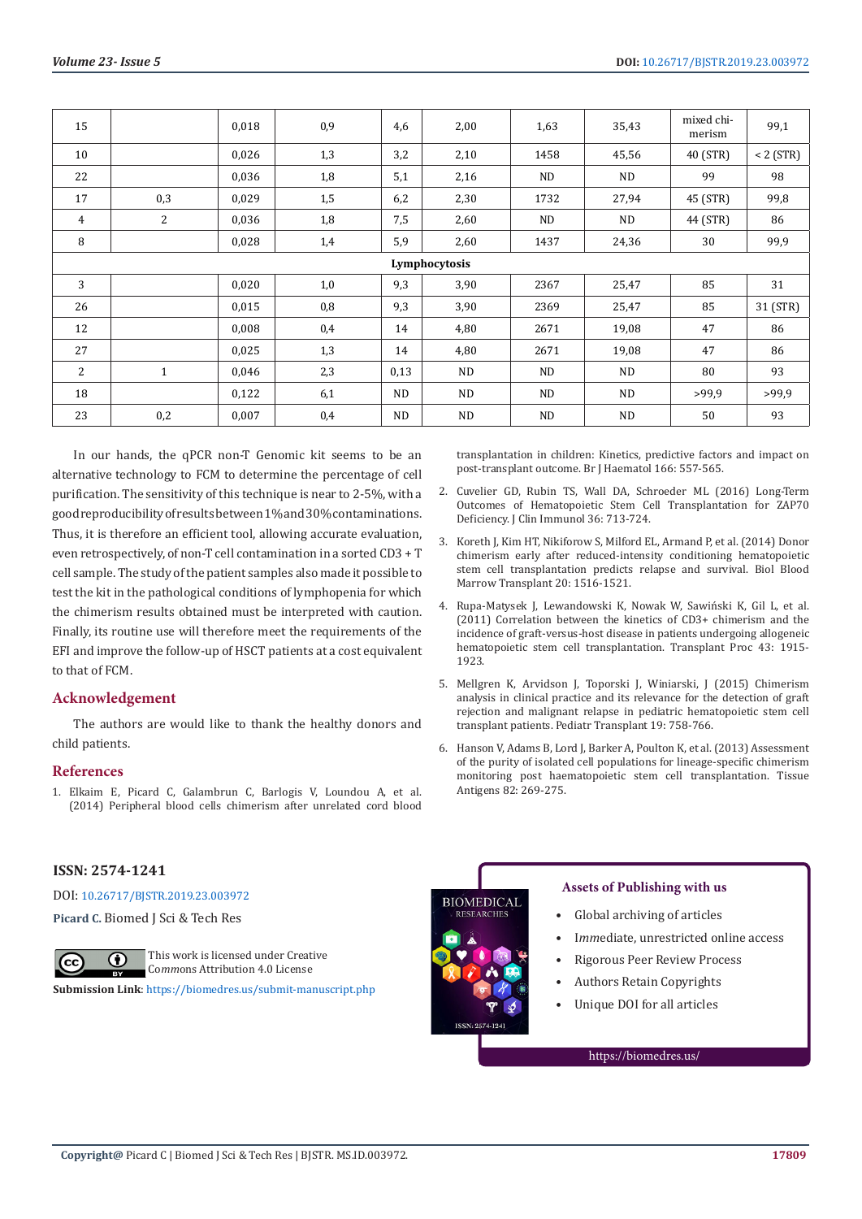| | | | | | | | | | |
|---|---|---|---|---|---|---|---|---|---|
| 15 | | 0,018 | 0,9 | 4,6 | 2,00 | 1,63 | 35,43 | mixed chimerism | 99,1 |
| 10 | | 0,026 | 1,3 | 3,2 | 2,10 | 1458 | 45,56 | 40 (STR) | < 2 (STR) |
| 22 | | 0,036 | 1,8 | 5,1 | 2,16 | ND | ND | 99 | 98 |
| 17 | 0,3 | 0,029 | 1,5 | 6,2 | 2,30 | 1732 | 27,94 | 45 (STR) | 99,8 |
| 4 | 2 | 0,036 | 1,8 | 7,5 | 2,60 | ND | ND | 44 (STR) | 86 |
| 8 | | 0,028 | 1,4 | 5,9 | 2,60 | 1437 | 24,36 | 30 | 99,9 |
| **Lymphocytosis** | | | | | | | | | |
| 3 | | 0,020 | 1,0 | 9,3 | 3,90 | 2367 | 25,47 | 85 | 31 |
| 26 | | 0,015 | 0,8 | 9,3 | 3,90 | 2369 | 25,47 | 85 | 31 (STR) |
| 12 | | 0,008 | 0,4 | 14 | 4,80 | 2671 | 19,08 | 47 | 86 |
| 27 | | 0,025 | 1,3 | 14 | 4,80 | 2671 | 19,08 | 47 | 86 |
| 2 | 1 | 0,046 | 2,3 | 0,13 | ND | ND | ND | 80 | 93 |
| 18 | | 0,122 | 6,1 | ND | ND | ND | ND | >99,9 | >99,9 |
| 23 | 0,2 | 0,007 | 0,4 | ND | ND | ND | ND | 50 | 93 |

In our hands, the qPCR non-T Genomic kit seems to be an alternative technology to FCM to determine the percentage of cell purification. The sensitivity of this technique is near to 2-5%, with a good reproducibility of results between 1% and 30% contaminations. Thus, it is therefore an efficient tool, allowing accurate evaluation, even retrospectively, of non-T cell contamination in a sorted CD3 + T cell sample. The study of the patient samples also made it possible to test the kit in the pathological conditions of lymphopenia for which the chimerism results obtained must be interpreted with caution. Finally, its routine use will therefore meet the requirements of the EFI and improve the follow-up of HSCT patients at a cost equivalent to that of FCM.

## Acknowledgement

The authors are would like to thank the healthy donors and child patients.

## References

1. Elkaim E, Picard C, Galambrun C, Barlogis V, Loundou A, et al. (2014) Peripheral blood cells chimerism after unrelated cord blood transplantation in children: Kinetics, predictive factors and impact on post-transplant outcome. Br J Haematol 166: 557-565.
2. Cuvelier GD, Rubin TS, Wall DA, Schroeder ML (2016) Long-Term Outcomes of Hematopoietic Stem Cell Transplantation for ZAP70 Deficiency. J Clin Immunol 36: 713-724.
3. Koreth J, Kim HT, Nikiforow S, Milford EL, Armand P, et al. (2014) Donor chimerism early after reduced-intensity conditioning hematopoietic stem cell transplantation predicts relapse and survival. Biol Blood Marrow Transplant 20: 1516-1521.
4. Rupa-Matysek J, Lewandowski K, Nowak W, Sawiński K, Gil L, et al. (2011) Correlation between the kinetics of CD3+ chimerism and the incidence of graft-versus-host disease in patients undergoing allogeneic hematopoietic stem cell transplantation. Transplant Proc 43: 1915-1923.
5. Mellgren K, Arvidson J, Toporski J, Winiarski, J (2015) Chimerism analysis in clinical practice and its relevance for the detection of graft rejection and malignant relapse in pediatric hematopoietic stem cell transplant patients. Pediatr Transplant 19: 758-766.
6. Hanson V, Adams B, Lord J, Barker A, Poulton K, et al. (2013) Assessment of the purity of isolated cell populations for lineage-specific chimerism monitoring post haematopoietic stem cell transplantation. Tissue Antigens 82: 269-275.

**ISSN: 2574-1241**

DOI: 10.26717/BJSTR.2019.23.003972

**Picard C.** Biomed J Sci & Tech Res

This work is licensed under Creative Commons Attribution 4.0 License

**Submission Link**: https://biomedres.us/submit-manuscript.php

**Assets of Publishing with us**

- Global archiving of articles
- Immediate, unrestricted online access
- Rigorous Peer Review Process
- Authors Retain Copyrights
- Unique DOI for all articles

https://biomedres.us/